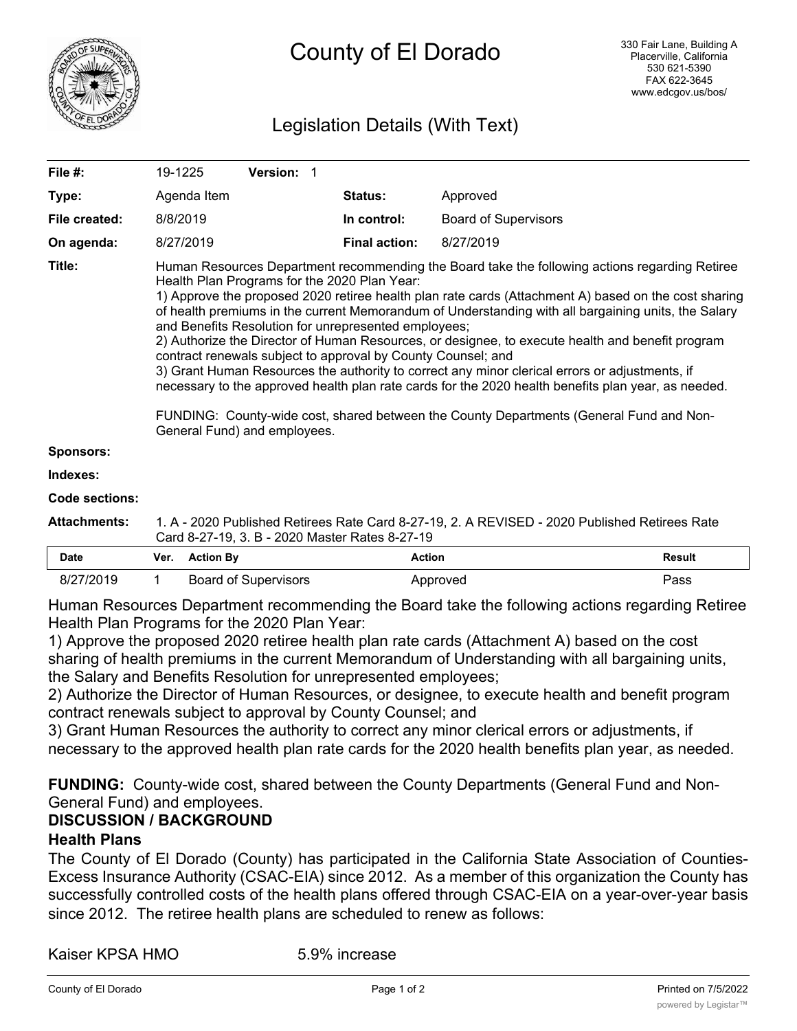# County of El Dorado

330 Fair Lane, Building A
Placerville, California
530 621-5390
FAX 622-3645
www.edcgov.us/bos/

## Legislation Details (With Text)

| | | | |
|---|---|---|---|
| **File #:** | 19-1225 **Version:** 1 | | |
| **Type:** | Agenda Item | **Status:** | Approved |
| **File created:** | 8/8/2019 | **In control:** | Board of Supervisors |
| **On agenda:** | 8/27/2019 | **Final action:** | 8/27/2019 |

**Title:** Human Resources Department recommending the Board take the following actions regarding Retiree Health Plan Programs for the 2020 Plan Year:
1) Approve the proposed 2020 retiree health plan rate cards (Attachment A) based on the cost sharing of health premiums in the current Memorandum of Understanding with all bargaining units, the Salary and Benefits Resolution for unrepresented employees;
2) Authorize the Director of Human Resources, or designee, to execute health and benefit program contract renewals subject to approval by County Counsel; and
3) Grant Human Resources the authority to correct any minor clerical errors or adjustments, if necessary to the approved health plan rate cards for the 2020 health benefits plan year, as needed.

FUNDING: County-wide cost, shared between the County Departments (General Fund and Non-General Fund) and employees.

**Sponsors:**

**Indexes:**

**Code sections:**

**Attachments:** 1. A - 2020 Published Retirees Rate Card 8-27-19, 2. A REVISED - 2020 Published Retirees Rate Card 8-27-19, 3. B - 2020 Master Rates 8-27-19

| Date | Ver. | Action By | Action | Result |
|---|---|---|---|---|
| 8/27/2019 | 1 | Board of Supervisors | Approved | Pass |

Human Resources Department recommending the Board take the following actions regarding Retiree Health Plan Programs for the 2020 Plan Year:
1) Approve the proposed 2020 retiree health plan rate cards (Attachment A) based on the cost sharing of health premiums in the current Memorandum of Understanding with all bargaining units, the Salary and Benefits Resolution for unrepresented employees;
2) Authorize the Director of Human Resources, or designee, to execute health and benefit program contract renewals subject to approval by County Counsel; and
3) Grant Human Resources the authority to correct any minor clerical errors or adjustments, if necessary to the approved health plan rate cards for the 2020 health benefits plan year, as needed.

**FUNDING:** County-wide cost, shared between the County Departments (General Fund and Non-General Fund) and employees.

**DISCUSSION / BACKGROUND**

**Health Plans**

The County of El Dorado (County) has participated in the California State Association of Counties-Excess Insurance Authority (CSAC-EIA) since 2012. As a member of this organization the County has successfully controlled costs of the health plans offered through CSAC-EIA on a year-over-year basis since 2012. The retiree health plans are scheduled to renew as follows:

Kaiser KPSA HMO 5.9% increase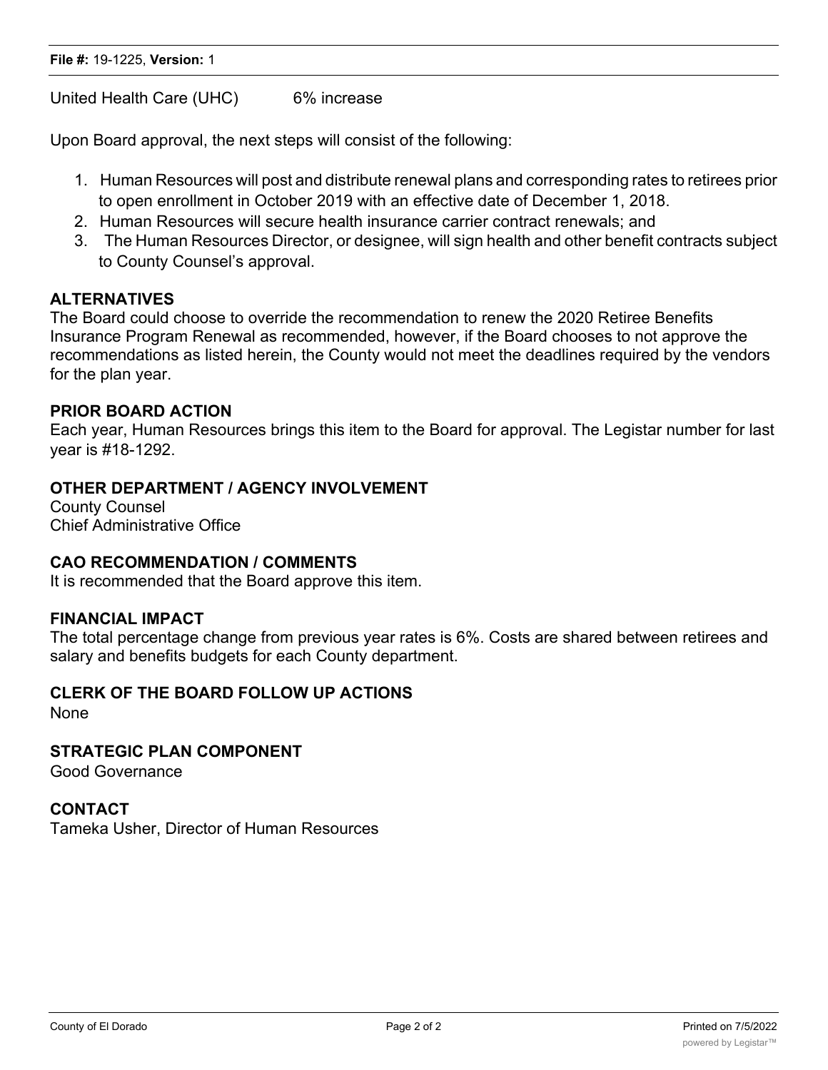United Health Care (UHC) 6% increase

Upon Board approval, the next steps will consist of the following:

1. Human Resources will post and distribute renewal plans and corresponding rates to retirees prior to open enrollment in October 2019 with an effective date of December 1, 2018.
2. Human Resources will secure health insurance carrier contract renewals; and
3. The Human Resources Director, or designee, will sign health and other benefit contracts subject to County Counsel's approval.

**ALTERNATIVES**

The Board could choose to override the recommendation to renew the 2020 Retiree Benefits Insurance Program Renewal as recommended, however, if the Board chooses to not approve the recommendations as listed herein, the County would not meet the deadlines required by the vendors for the plan year.

**PRIOR BOARD ACTION**

Each year, Human Resources brings this item to the Board for approval. The Legistar number for last year is #18-1292.

**OTHER DEPARTMENT / AGENCY INVOLVEMENT**

County Counsel
Chief Administrative Office

**CAO RECOMMENDATION / COMMENTS**

It is recommended that the Board approve this item.

**FINANCIAL IMPACT**

The total percentage change from previous year rates is 6%. Costs are shared between retirees and salary and benefits budgets for each County department.

**CLERK OF THE BOARD FOLLOW UP ACTIONS**

None

**STRATEGIC PLAN COMPONENT**

Good Governance

**CONTACT**

Tameka Usher, Director of Human Resources